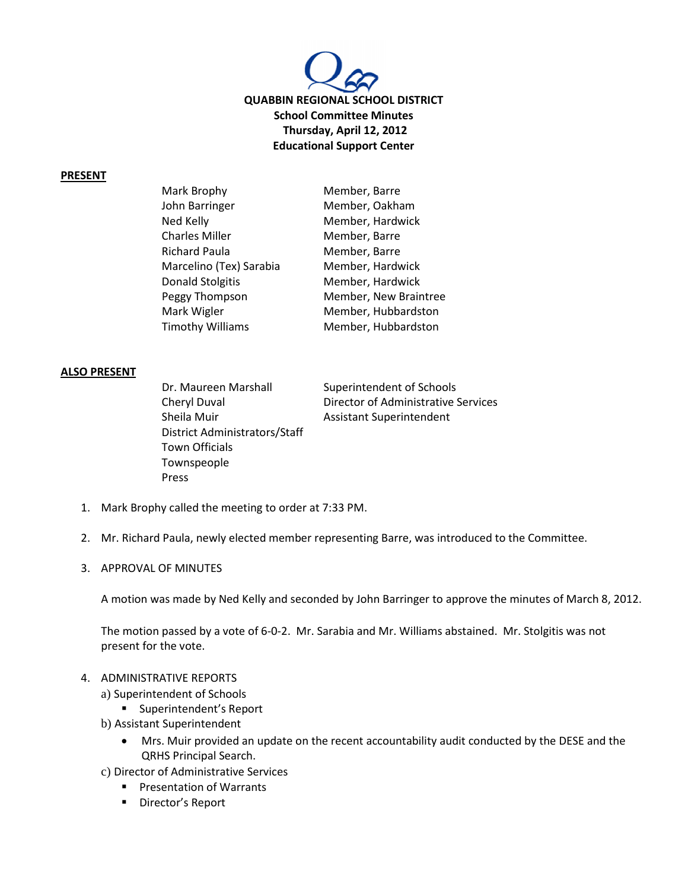**QUABBIN REGIONAL SCHOOL DISTRICT**
**School Committee Minutes**
**Thursday, April 12, 2012**
**Educational Support Center**

**PRESENT**

| | |
|---|---|
| Mark Brophy | Member, Barre |
| John Barringer | Member, Oakham |
| Ned Kelly | Member, Hardwick |
| Charles Miller | Member, Barre |
| Richard Paula | Member, Barre |
| Marcelino (Tex) Sarabia | Member, Hardwick |
| Donald Stolgitis | Member, Hardwick |
| Peggy Thompson | Member, New Braintree |
| Mark Wigler | Member, Hubbardston |
| Timothy Williams | Member, Hubbardston |

**ALSO PRESENT**

| | |
|---|---|
| Dr. Maureen Marshall | Superintendent of Schools |
| Cheryl Duval | Director of Administrative Services |
| Sheila Muir | Assistant Superintendent |
| District Administrators/Staff | |
| Town Officials | |
| Townspeople | |
| Press | |

1. Mark Brophy called the meeting to order at 7:33 PM.

2. Mr. Richard Paula, newly elected member representing Barre, was introduced to the Committee.

3. APPROVAL OF MINUTES

   A motion was made by Ned Kelly and seconded by John Barringer to approve the minutes of March 8, 2012.

   The motion passed by a vote of 6-0-2. Mr. Sarabia and Mr. Williams abstained. Mr. Stolgitis was not present for the vote.

4. ADMINISTRATIVE REPORTS

   a) Superintendent of Schools
   - Superintendent's Report

   b) Assistant Superintendent
   - Mrs. Muir provided an update on the recent accountability audit conducted by the DESE and the QRHS Principal Search.

   c) Director of Administrative Services
   - Presentation of Warrants
   - Director's Report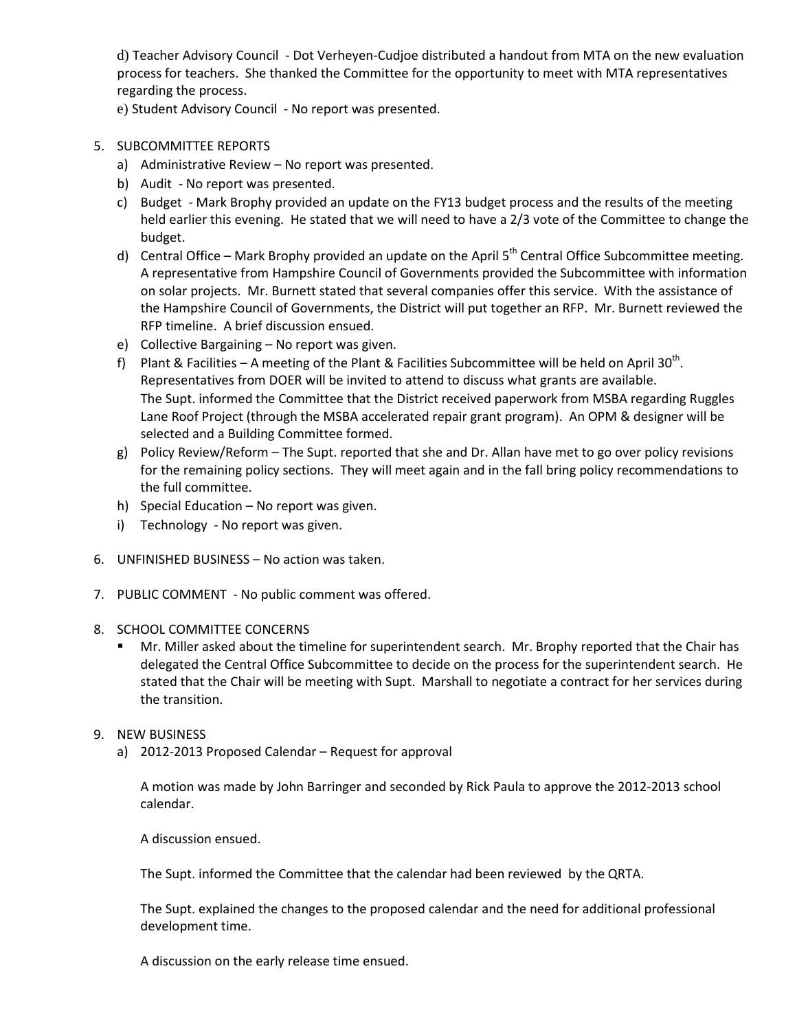d) Teacher Advisory Council - Dot Verheyen-Cudjoe distributed a handout from MTA on the new evaluation process for teachers. She thanked the Committee for the opportunity to meet with MTA representatives regarding the process.

e) Student Advisory Council - No report was presented.

5. SUBCOMMITTEE REPORTS
   a) Administrative Review – No report was presented.
   b) Audit - No report was presented.
   c) Budget - Mark Brophy provided an update on the FY13 budget process and the results of the meeting held earlier this evening. He stated that we will need to have a 2/3 vote of the Committee to change the budget.
   d) Central Office – Mark Brophy provided an update on the April 5th Central Office Subcommittee meeting. A representative from Hampshire Council of Governments provided the Subcommittee with information on solar projects. Mr. Burnett stated that several companies offer this service. With the assistance of the Hampshire Council of Governments, the District will put together an RFP. Mr. Burnett reviewed the RFP timeline. A brief discussion ensued.
   e) Collective Bargaining – No report was given.
   f) Plant & Facilities – A meeting of the Plant & Facilities Subcommittee will be held on April 30th. Representatives from DOER will be invited to attend to discuss what grants are available.
      The Supt. informed the Committee that the District received paperwork from MSBA regarding Ruggles Lane Roof Project (through the MSBA accelerated repair grant program). An OPM & designer will be selected and a Building Committee formed.
   g) Policy Review/Reform – The Supt. reported that she and Dr. Allan have met to go over policy revisions for the remaining policy sections. They will meet again and in the fall bring policy recommendations to the full committee.
   h) Special Education – No report was given.
   i) Technology - No report was given.

6. UNFINISHED BUSINESS – No action was taken.

7. PUBLIC COMMENT - No public comment was offered.

8. SCHOOL COMMITTEE CONCERNS
   - Mr. Miller asked about the timeline for superintendent search. Mr. Brophy reported that the Chair has delegated the Central Office Subcommittee to decide on the process for the superintendent search. He stated that the Chair will be meeting with Supt. Marshall to negotiate a contract for her services during the transition.

9. NEW BUSINESS
   a) 2012-2013 Proposed Calendar – Request for approval

      A motion was made by John Barringer and seconded by Rick Paula to approve the 2012-2013 school calendar.

      A discussion ensued.

      The Supt. informed the Committee that the calendar had been reviewed by the QRTA.

      The Supt. explained the changes to the proposed calendar and the need for additional professional development time.

      A discussion on the early release time ensued.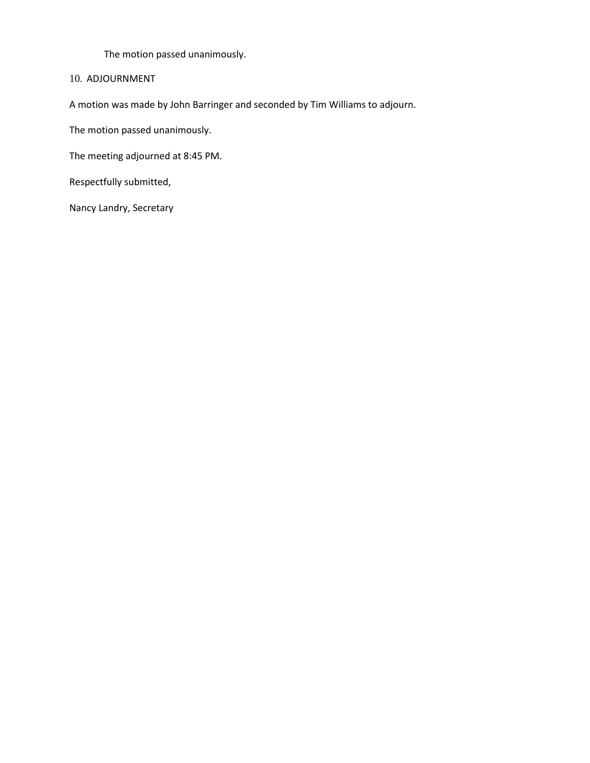The motion passed unanimously.

10. ADJOURNMENT

A motion was made by John Barringer and seconded by Tim Williams to adjourn.

The motion passed unanimously.

The meeting adjourned at 8:45 PM.

Respectfully submitted,

Nancy Landry, Secretary